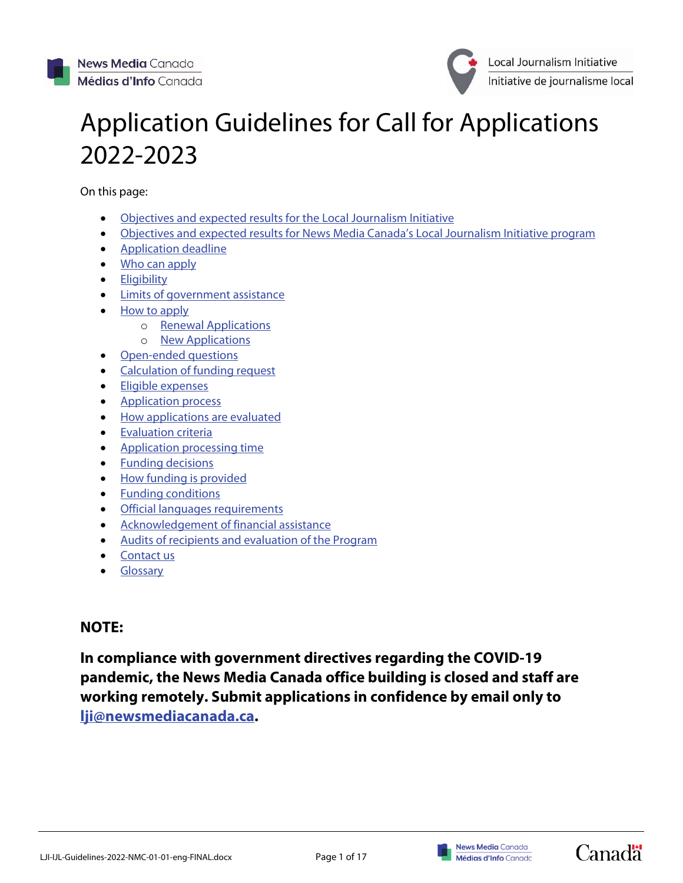# Application Guidelines for Call for Applications 2022-2023

On this page:

- Objectives and expected results for the Local Journalism Initiative
- Objectives and expected results for News Media Canada's Local Journalism Initiative program
- Application deadline
- Who can apply
- Eligibility
- Limits of government assistance
- How to apply
    - Renewal Applications
    - New Applications
- Open-ended questions
- Calculation of funding request
- Eligible expenses
- Application process
- How applications are evaluated
- Evaluation criteria
- Application processing time
- Funding decisions
- How funding is provided
- Funding conditions
- Official languages requirements
- Acknowledgement of financial assistance
- Audits of recipients and evaluation of the Program
- Contact us
- Glossary

**NOTE:**

**In compliance with government directives regarding the COVID-19 pandemic, the News Media Canada office building is closed and staff are working remotely. Submit applications in confidence by email only to lji@newsmediacanada.ca.**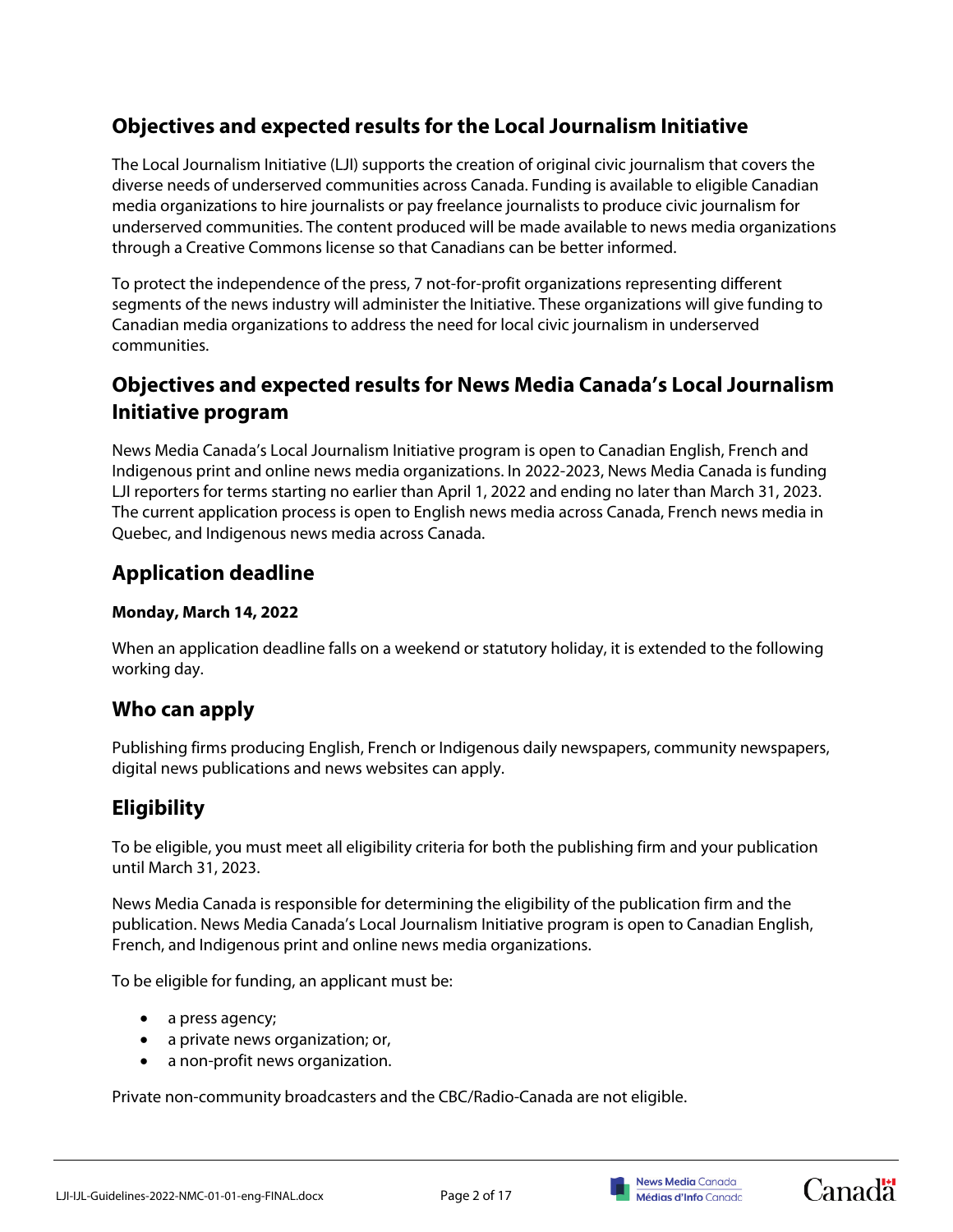## Objectives and expected results for the Local Journalism Initiative

The Local Journalism Initiative (LJI) supports the creation of original civic journalism that covers the diverse needs of underserved communities across Canada. Funding is available to eligible Canadian media organizations to hire journalists or pay freelance journalists to produce civic journalism for underserved communities. The content produced will be made available to news media organizations through a Creative Commons license so that Canadians can be better informed.

To protect the independence of the press, 7 not-for-profit organizations representing different segments of the news industry will administer the Initiative. These organizations will give funding to Canadian media organizations to address the need for local civic journalism in underserved communities.

## Objectives and expected results for News Media Canada's Local Journalism Initiative program

News Media Canada's Local Journalism Initiative program is open to Canadian English, French and Indigenous print and online news media organizations. In 2022-2023, News Media Canada is funding LJI reporters for terms starting no earlier than April 1, 2022 and ending no later than March 31, 2023. The current application process is open to English news media across Canada, French news media in Quebec, and Indigenous news media across Canada.

## Application deadline

**Monday, March 14, 2022**

When an application deadline falls on a weekend or statutory holiday, it is extended to the following working day.

## Who can apply

Publishing firms producing English, French or Indigenous daily newspapers, community newspapers, digital news publications and news websites can apply.

## Eligibility

To be eligible, you must meet all eligibility criteria for both the publishing firm and your publication until March 31, 2023.

News Media Canada is responsible for determining the eligibility of the publication firm and the publication. News Media Canada's Local Journalism Initiative program is open to Canadian English, French, and Indigenous print and online news media organizations.

To be eligible for funding, an applicant must be:

- a press agency;
- a private news organization; or,
- a non-profit news organization.

Private non-community broadcasters and the CBC/Radio-Canada are not eligible.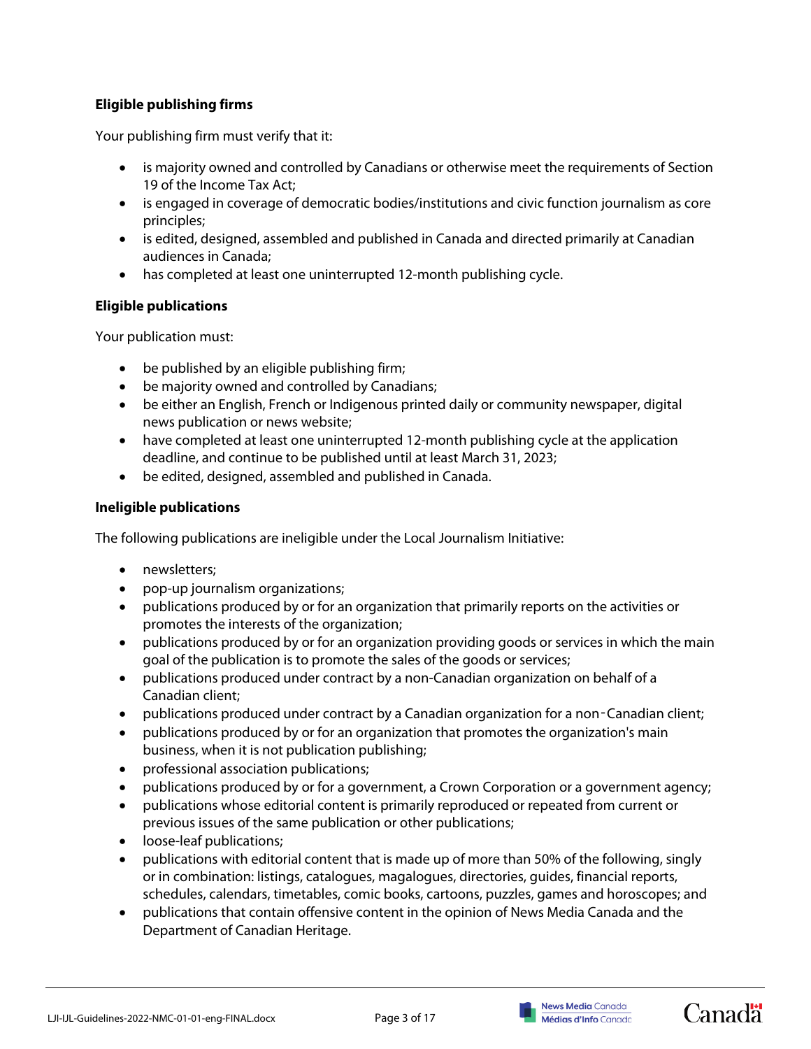**Eligible publishing firms**

Your publishing firm must verify that it:

- is majority owned and controlled by Canadians or otherwise meet the requirements of Section 19 of the Income Tax Act;
- is engaged in coverage of democratic bodies/institutions and civic function journalism as core principles;
- is edited, designed, assembled and published in Canada and directed primarily at Canadian audiences in Canada;
- has completed at least one uninterrupted 12-month publishing cycle.

**Eligible publications**

Your publication must:

- be published by an eligible publishing firm;
- be majority owned and controlled by Canadians;
- be either an English, French or Indigenous printed daily or community newspaper, digital news publication or news website;
- have completed at least one uninterrupted 12-month publishing cycle at the application deadline, and continue to be published until at least March 31, 2023;
- be edited, designed, assembled and published in Canada.

**Ineligible publications**

The following publications are ineligible under the Local Journalism Initiative:

- newsletters;
- pop-up journalism organizations;
- publications produced by or for an organization that primarily reports on the activities or promotes the interests of the organization;
- publications produced by or for an organization providing goods or services in which the main goal of the publication is to promote the sales of the goods or services;
- publications produced under contract by a non-Canadian organization on behalf of a Canadian client;
- publications produced under contract by a Canadian organization for a non-Canadian client;
- publications produced by or for an organization that promotes the organization's main business, when it is not publication publishing;
- professional association publications;
- publications produced by or for a government, a Crown Corporation or a government agency;
- publications whose editorial content is primarily reproduced or repeated from current or previous issues of the same publication or other publications;
- loose-leaf publications;
- publications with editorial content that is made up of more than 50% of the following, singly or in combination: listings, catalogues, magalogues, directories, guides, financial reports, schedules, calendars, timetables, comic books, cartoons, puzzles, games and horoscopes; and
- publications that contain offensive content in the opinion of News Media Canada and the Department of Canadian Heritage.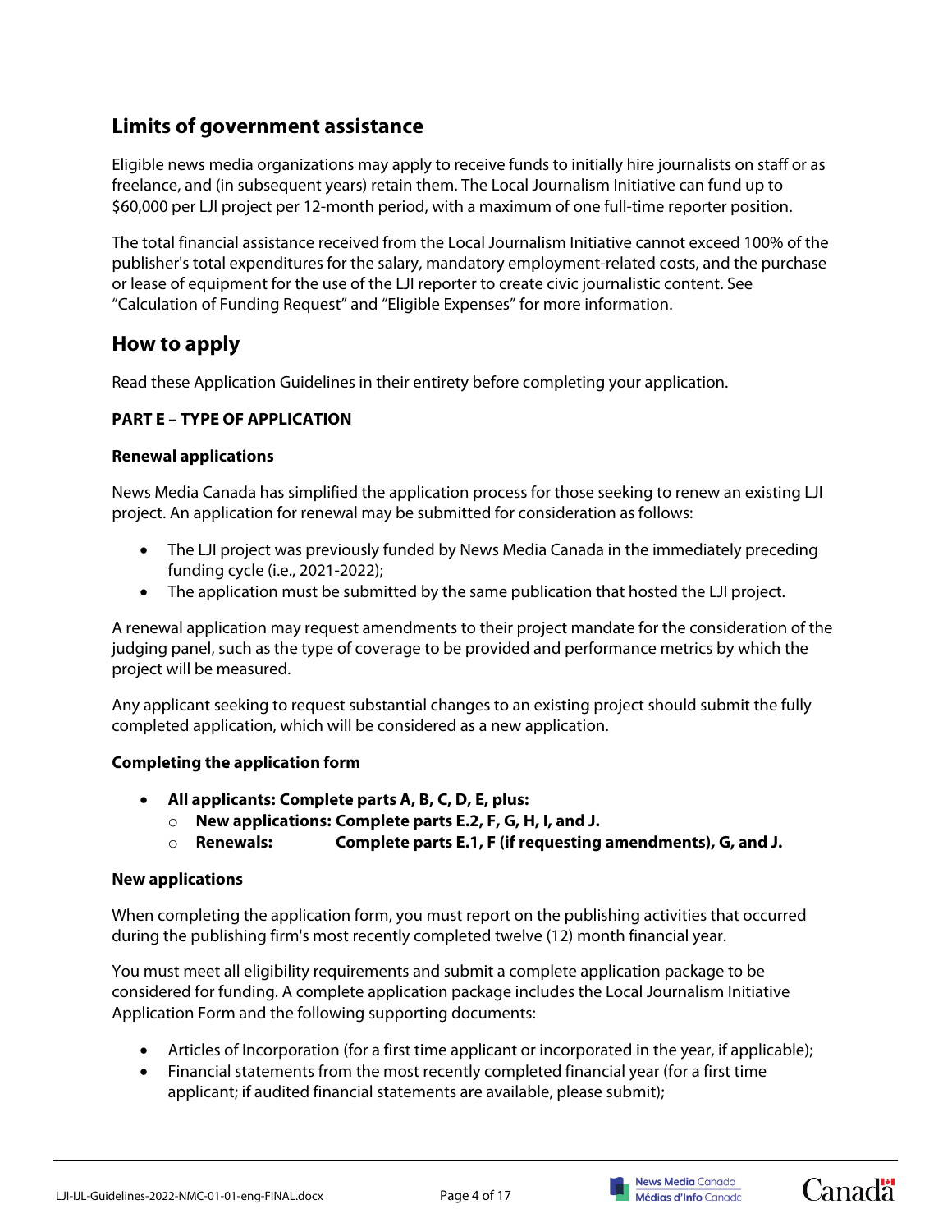## Limits of government assistance

Eligible news media organizations may apply to receive funds to initially hire journalists on staff or as freelance, and (in subsequent years) retain them. The Local Journalism Initiative can fund up to $60,000 per LJI project per 12-month period, with a maximum of one full-time reporter position.

The total financial assistance received from the Local Journalism Initiative cannot exceed 100% of the publisher's total expenditures for the salary, mandatory employment-related costs, and the purchase or lease of equipment for the use of the LJI reporter to create civic journalistic content. See "Calculation of Funding Request" and "Eligible Expenses" for more information.

## How to apply

Read these Application Guidelines in their entirety before completing your application.

**PART E – TYPE OF APPLICATION**

**Renewal applications**

News Media Canada has simplified the application process for those seeking to renew an existing LJI project. An application for renewal may be submitted for consideration as follows:

- The LJI project was previously funded by News Media Canada in the immediately preceding funding cycle (i.e., 2021-2022);
- The application must be submitted by the same publication that hosted the LJI project.

A renewal application may request amendments to their project mandate for the consideration of the judging panel, such as the type of coverage to be provided and performance metrics by which the project will be measured.

Any applicant seeking to request substantial changes to an existing project should submit the fully completed application, which will be considered as a new application.

**Completing the application form**

- **All applicants: Complete parts A, B, C, D, E, plus:**
  - **New applications: Complete parts E.2, F, G, H, I, and J.**
  - **Renewals: Complete parts E.1, F (if requesting amendments), G, and J.**

**New applications**

When completing the application form, you must report on the publishing activities that occurred during the publishing firm's most recently completed twelve (12) month financial year.

You must meet all eligibility requirements and submit a complete application package to be considered for funding. A complete application package includes the Local Journalism Initiative Application Form and the following supporting documents:

- Articles of Incorporation (for a first time applicant or incorporated in the year, if applicable);
- Financial statements from the most recently completed financial year (for a first time applicant; if audited financial statements are available, please submit);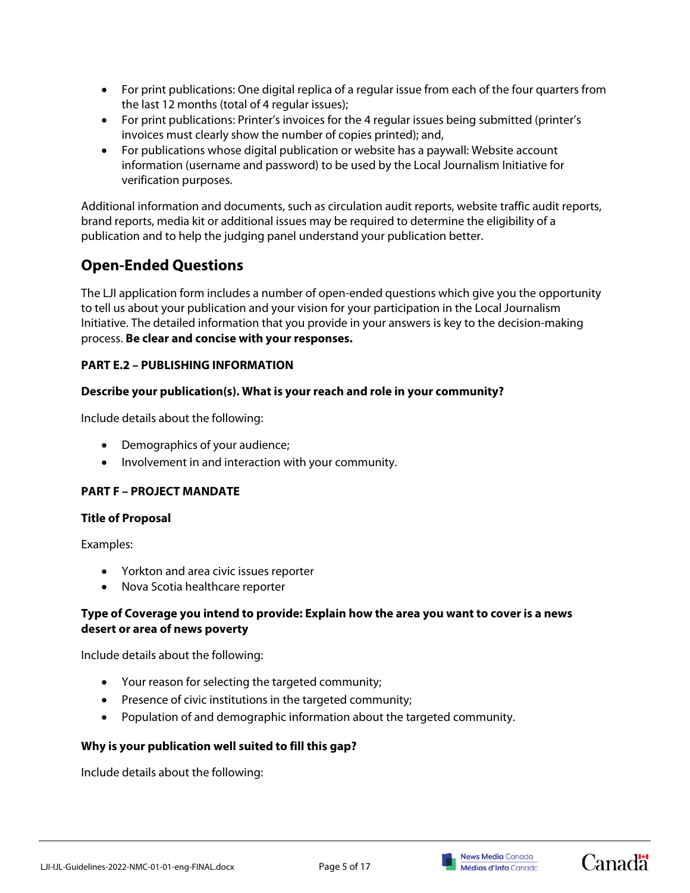- For print publications: One digital replica of a regular issue from each of the four quarters from the last 12 months (total of 4 regular issues);
- For print publications: Printer's invoices for the 4 regular issues being submitted (printer's invoices must clearly show the number of copies printed); and,
- For publications whose digital publication or website has a paywall: Website account information (username and password) to be used by the Local Journalism Initiative for verification purposes.

Additional information and documents, such as circulation audit reports, website traffic audit reports, brand reports, media kit or additional issues may be required to determine the eligibility of a publication and to help the judging panel understand your publication better.

## Open-Ended Questions

The LJI application form includes a number of open-ended questions which give you the opportunity to tell us about your publication and your vision for your participation in the Local Journalism Initiative. The detailed information that you provide in your answers is key to the decision-making process. **Be clear and concise with your responses.**

**PART E.2 – PUBLISHING INFORMATION**

**Describe your publication(s). What is your reach and role in your community?**

Include details about the following:

- Demographics of your audience;
- Involvement in and interaction with your community.

**PART F – PROJECT MANDATE**

**Title of Proposal**

Examples:

- Yorkton and area civic issues reporter
- Nova Scotia healthcare reporter

**Type of Coverage you intend to provide: Explain how the area you want to cover is a news desert or area of news poverty**

Include details about the following:

- Your reason for selecting the targeted community;
- Presence of civic institutions in the targeted community;
- Population of and demographic information about the targeted community.

**Why is your publication well suited to fill this gap?**

Include details about the following: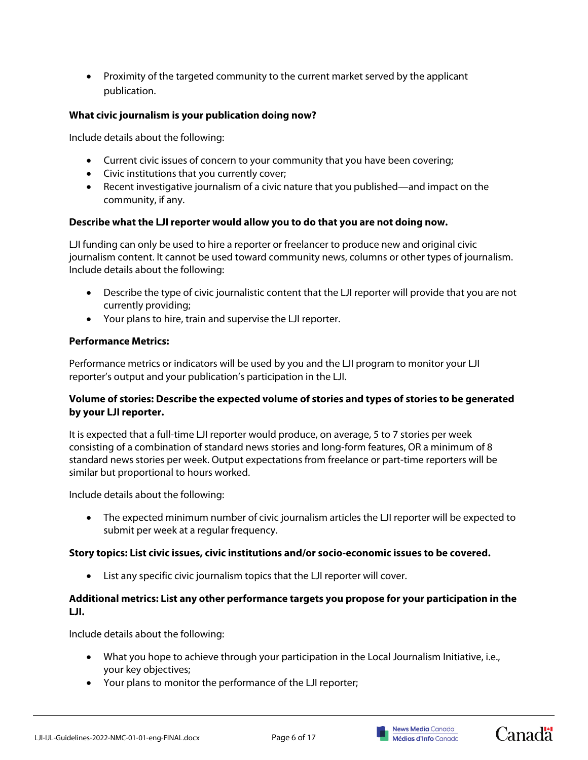- Proximity of the targeted community to the current market served by the applicant publication.

**What civic journalism is your publication doing now?**

Include details about the following:

- Current civic issues of concern to your community that you have been covering;
- Civic institutions that you currently cover;
- Recent investigative journalism of a civic nature that you published—and impact on the community, if any.

**Describe what the LJI reporter would allow you to do that you are not doing now.**

LJI funding can only be used to hire a reporter or freelancer to produce new and original civic journalism content. It cannot be used toward community news, columns or other types of journalism. Include details about the following:

- Describe the type of civic journalistic content that the LJI reporter will provide that you are not currently providing;
- Your plans to hire, train and supervise the LJI reporter.

**Performance Metrics:**

Performance metrics or indicators will be used by you and the LJI program to monitor your LJI reporter's output and your publication's participation in the LJI.

**Volume of stories: Describe the expected volume of stories and types of stories to be generated by your LJI reporter.**

It is expected that a full-time LJI reporter would produce, on average, 5 to 7 stories per week consisting of a combination of standard news stories and long-form features, OR a minimum of 8 standard news stories per week. Output expectations from freelance or part-time reporters will be similar but proportional to hours worked.

Include details about the following:

- The expected minimum number of civic journalism articles the LJI reporter will be expected to submit per week at a regular frequency.

**Story topics: List civic issues, civic institutions and/or socio-economic issues to be covered.**

- List any specific civic journalism topics that the LJI reporter will cover.

**Additional metrics: List any other performance targets you propose for your participation in the LJI.**

Include details about the following:

- What you hope to achieve through your participation in the Local Journalism Initiative, i.e., your key objectives;
- Your plans to monitor the performance of the LJI reporter;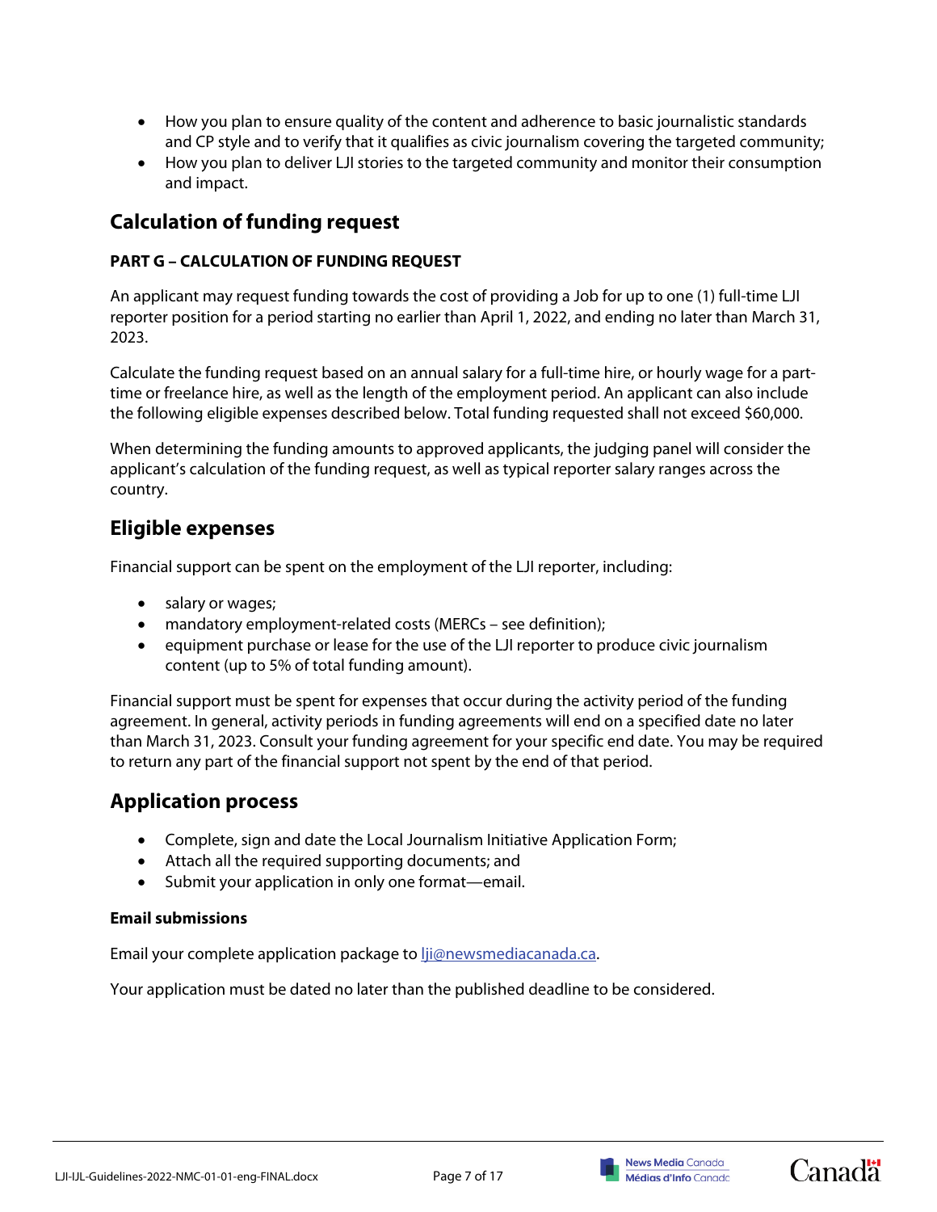- How you plan to ensure quality of the content and adherence to basic journalistic standards and CP style and to verify that it qualifies as civic journalism covering the targeted community;
- How you plan to deliver LJI stories to the targeted community and monitor their consumption and impact.

## Calculation of funding request

**PART G – CALCULATION OF FUNDING REQUEST**

An applicant may request funding towards the cost of providing a Job for up to one (1) full-time LJI reporter position for a period starting no earlier than April 1, 2022, and ending no later than March 31, 2023.

Calculate the funding request based on an annual salary for a full-time hire, or hourly wage for a part-time or freelance hire, as well as the length of the employment period. An applicant can also include the following eligible expenses described below. Total funding requested shall not exceed $60,000.

When determining the funding amounts to approved applicants, the judging panel will consider the applicant's calculation of the funding request, as well as typical reporter salary ranges across the country.

## Eligible expenses

Financial support can be spent on the employment of the LJI reporter, including:

- salary or wages;
- mandatory employment-related costs (MERCs – see definition);
- equipment purchase or lease for the use of the LJI reporter to produce civic journalism content (up to 5% of total funding amount).

Financial support must be spent for expenses that occur during the activity period of the funding agreement. In general, activity periods in funding agreements will end on a specified date no later than March 31, 2023. Consult your funding agreement for your specific end date. You may be required to return any part of the financial support not spent by the end of that period.

## Application process

- Complete, sign and date the Local Journalism Initiative Application Form;
- Attach all the required supporting documents; and
- Submit your application in only one format—email.

**Email submissions**

Email your complete application package to lji@newsmediacanada.ca.

Your application must be dated no later than the published deadline to be considered.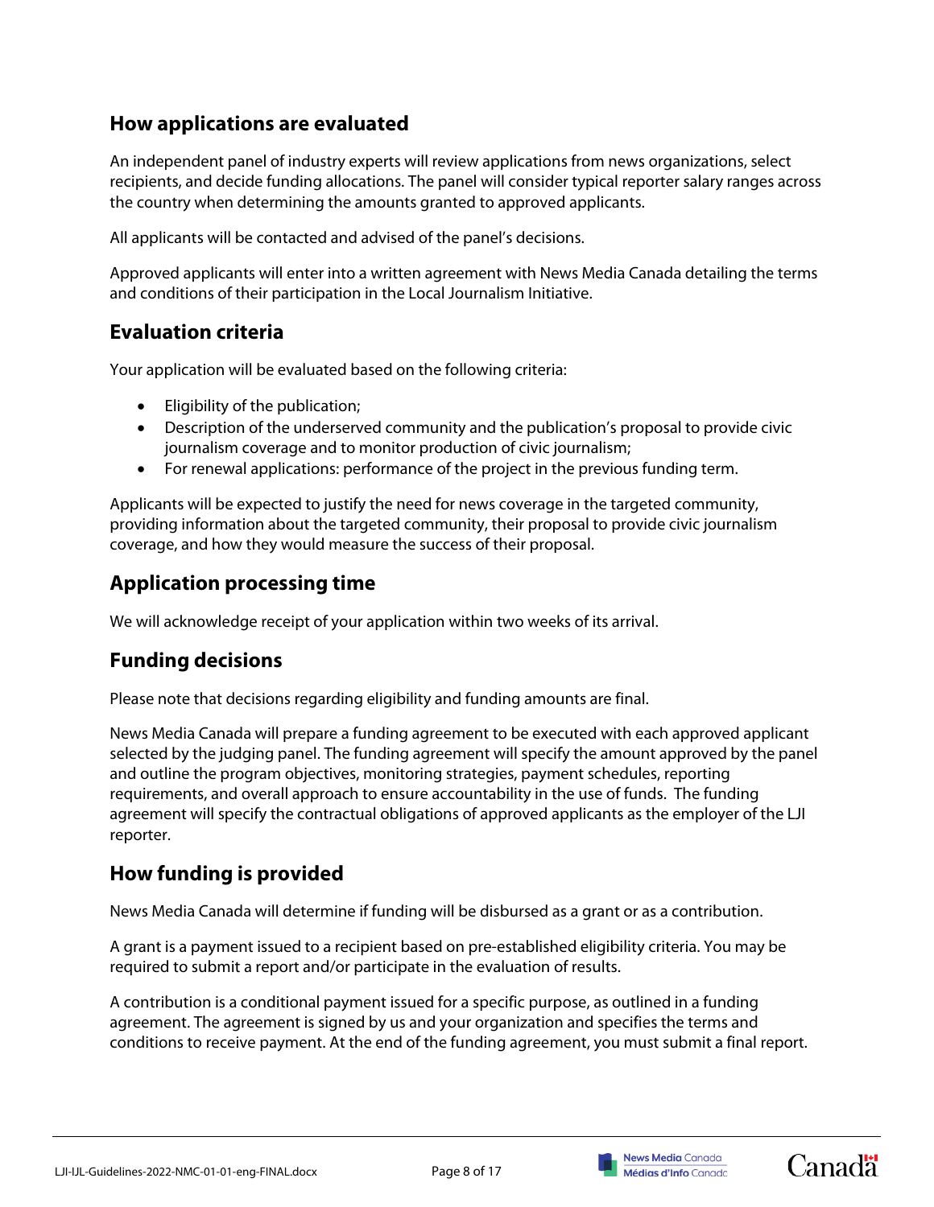## How applications are evaluated

An independent panel of industry experts will review applications from news organizations, select recipients, and decide funding allocations. The panel will consider typical reporter salary ranges across the country when determining the amounts granted to approved applicants.

All applicants will be contacted and advised of the panel's decisions.

Approved applicants will enter into a written agreement with News Media Canada detailing the terms and conditions of their participation in the Local Journalism Initiative.

## Evaluation criteria

Your application will be evaluated based on the following criteria:

- Eligibility of the publication;
- Description of the underserved community and the publication's proposal to provide civic journalism coverage and to monitor production of civic journalism;
- For renewal applications: performance of the project in the previous funding term.

Applicants will be expected to justify the need for news coverage in the targeted community, providing information about the targeted community, their proposal to provide civic journalism coverage, and how they would measure the success of their proposal.

## Application processing time

We will acknowledge receipt of your application within two weeks of its arrival.

## Funding decisions

Please note that decisions regarding eligibility and funding amounts are final.

News Media Canada will prepare a funding agreement to be executed with each approved applicant selected by the judging panel. The funding agreement will specify the amount approved by the panel and outline the program objectives, monitoring strategies, payment schedules, reporting requirements, and overall approach to ensure accountability in the use of funds. The funding agreement will specify the contractual obligations of approved applicants as the employer of the LJI reporter.

## How funding is provided

News Media Canada will determine if funding will be disbursed as a grant or as a contribution.

A grant is a payment issued to a recipient based on pre-established eligibility criteria. You may be required to submit a report and/or participate in the evaluation of results.

A contribution is a conditional payment issued for a specific purpose, as outlined in a funding agreement. The agreement is signed by us and your organization and specifies the terms and conditions to receive payment. At the end of the funding agreement, you must submit a final report.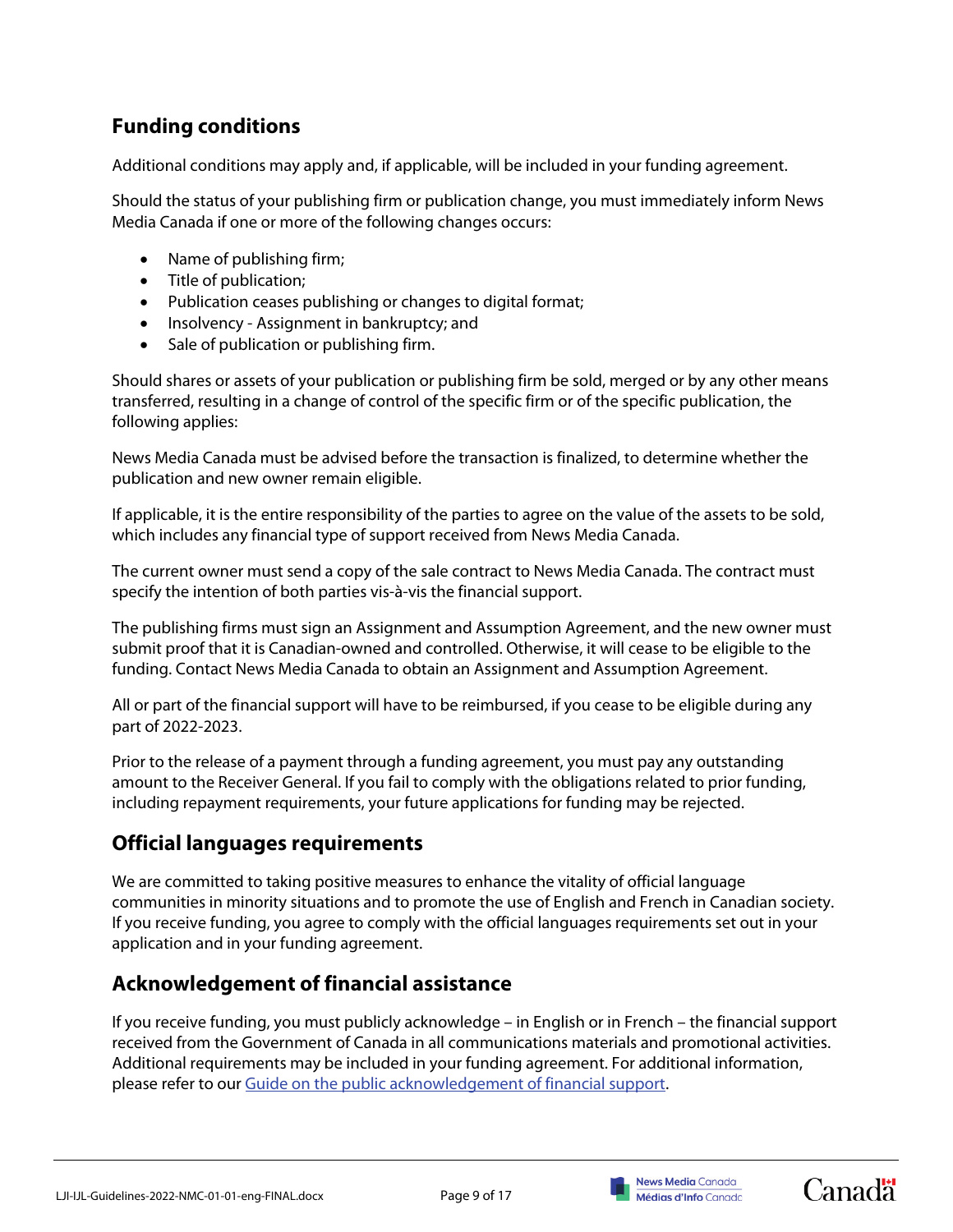## Funding conditions

Additional conditions may apply and, if applicable, will be included in your funding agreement.

Should the status of your publishing firm or publication change, you must immediately inform News Media Canada if one or more of the following changes occurs:

- Name of publishing firm;
- Title of publication;
- Publication ceases publishing or changes to digital format;
- Insolvency - Assignment in bankruptcy; and
- Sale of publication or publishing firm.

Should shares or assets of your publication or publishing firm be sold, merged or by any other means transferred, resulting in a change of control of the specific firm or of the specific publication, the following applies:

News Media Canada must be advised before the transaction is finalized, to determine whether the publication and new owner remain eligible.

If applicable, it is the entire responsibility of the parties to agree on the value of the assets to be sold, which includes any financial type of support received from News Media Canada.

The current owner must send a copy of the sale contract to News Media Canada. The contract must specify the intention of both parties vis-à-vis the financial support.

The publishing firms must sign an Assignment and Assumption Agreement, and the new owner must submit proof that it is Canadian-owned and controlled. Otherwise, it will cease to be eligible to the funding. Contact News Media Canada to obtain an Assignment and Assumption Agreement.

All or part of the financial support will have to be reimbursed, if you cease to be eligible during any part of 2022-2023.

Prior to the release of a payment through a funding agreement, you must pay any outstanding amount to the Receiver General. If you fail to comply with the obligations related to prior funding, including repayment requirements, your future applications for funding may be rejected.

## Official languages requirements

We are committed to taking positive measures to enhance the vitality of official language communities in minority situations and to promote the use of English and French in Canadian society. If you receive funding, you agree to comply with the official languages requirements set out in your application and in your funding agreement.

## Acknowledgement of financial assistance

If you receive funding, you must publicly acknowledge – in English or in French – the financial support received from the Government of Canada in all communications materials and promotional activities. Additional requirements may be included in your funding agreement. For additional information, please refer to our Guide on the public acknowledgement of financial support.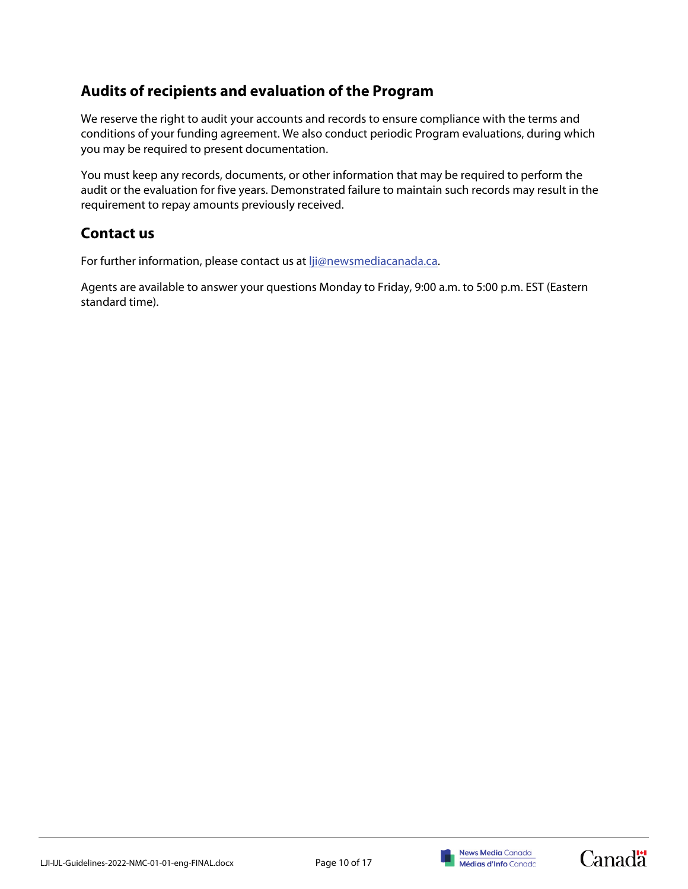## Audits of recipients and evaluation of the Program

We reserve the right to audit your accounts and records to ensure compliance with the terms and conditions of your funding agreement. We also conduct periodic Program evaluations, during which you may be required to present documentation.

You must keep any records, documents, or other information that may be required to perform the audit or the evaluation for five years. Demonstrated failure to maintain such records may result in the requirement to repay amounts previously received.

## Contact us

For further information, please contact us at [lji@newsmediacanada.ca](mailto:lji@newsmediacanada.ca).

Agents are available to answer your questions Monday to Friday, 9:00 a.m. to 5:00 p.m. EST (Eastern standard time).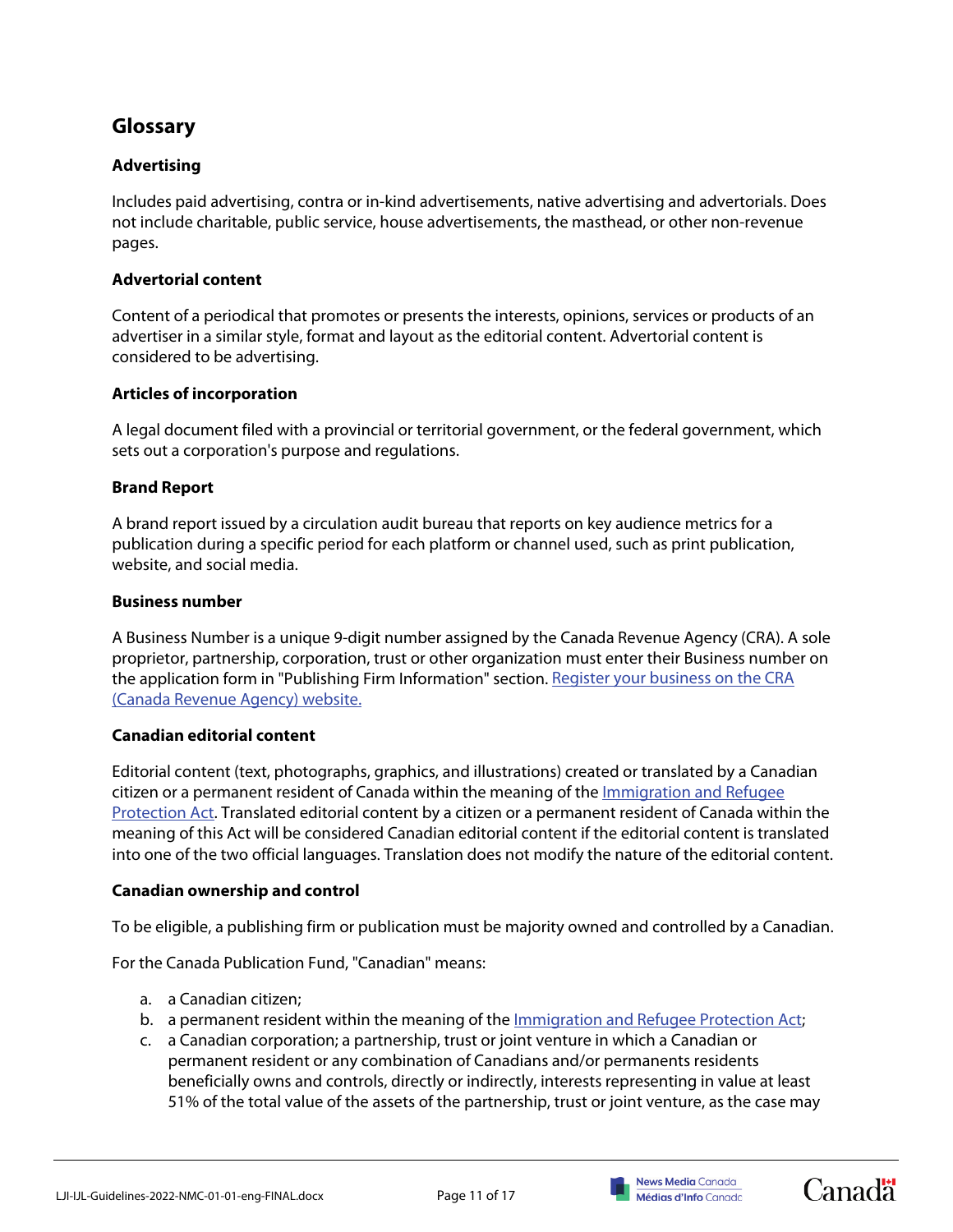## Glossary

### Advertising

Includes paid advertising, contra or in-kind advertisements, native advertising and advertorials. Does not include charitable, public service, house advertisements, the masthead, or other non-revenue pages.

### Advertorial content

Content of a periodical that promotes or presents the interests, opinions, services or products of an advertiser in a similar style, format and layout as the editorial content. Advertorial content is considered to be advertising.

### Articles of incorporation

A legal document filed with a provincial or territorial government, or the federal government, which sets out a corporation's purpose and regulations.

### Brand Report

A brand report issued by a circulation audit bureau that reports on key audience metrics for a publication during a specific period for each platform or channel used, such as print publication, website, and social media.

### Business number

A Business Number is a unique 9-digit number assigned by the Canada Revenue Agency (CRA). A sole proprietor, partnership, corporation, trust or other organization must enter their Business number on the application form in "Publishing Firm Information" section. [Register your business on the CRA (Canada Revenue Agency) website.]

### Canadian editorial content

Editorial content (text, photographs, graphics, and illustrations) created or translated by a Canadian citizen or a permanent resident of Canada within the meaning of the [Immigration and Refugee Protection Act]. Translated editorial content by a citizen or a permanent resident of Canada within the meaning of this Act will be considered Canadian editorial content if the editorial content is translated into one of the two official languages. Translation does not modify the nature of the editorial content.

### Canadian ownership and control

To be eligible, a publishing firm or publication must be majority owned and controlled by a Canadian.

For the Canada Publication Fund, "Canadian" means:

a. a Canadian citizen;
b. a permanent resident within the meaning of the [Immigration and Refugee Protection Act];
c. a Canadian corporation; a partnership, trust or joint venture in which a Canadian or permanent resident or any combination of Canadians and/or permanents residents beneficially owns and controls, directly or indirectly, interests representing in value at least 51% of the total value of the assets of the partnership, trust or joint venture, as the case may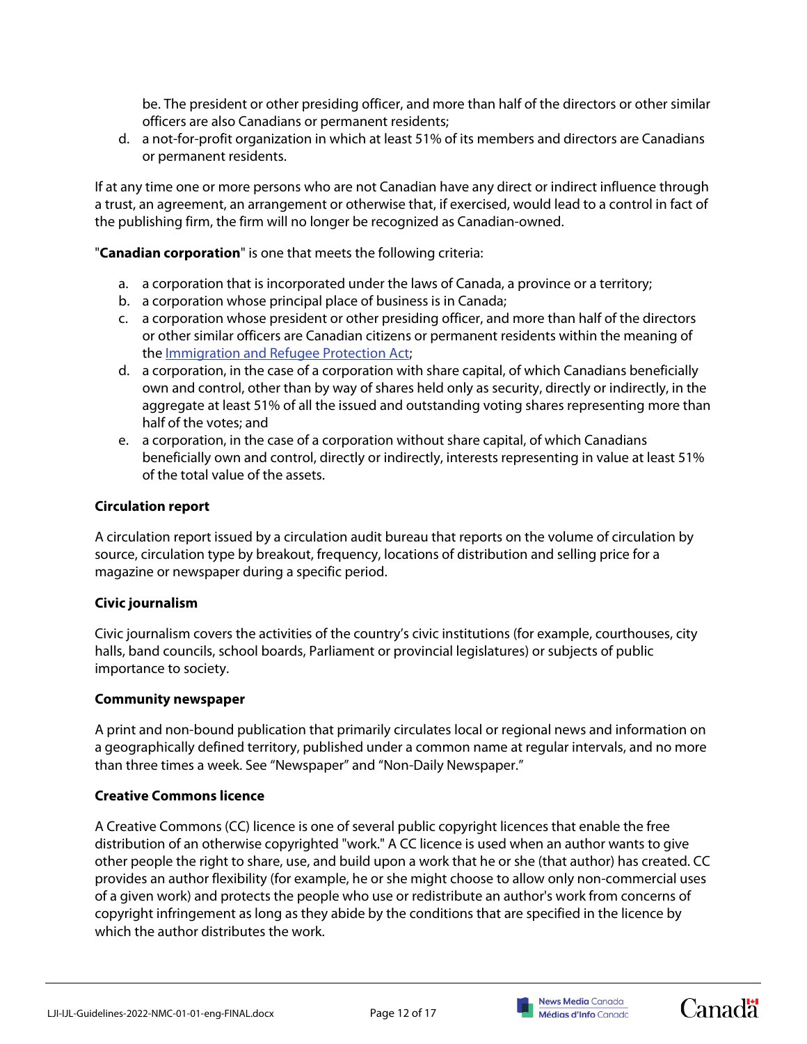be. The president or other presiding officer, and more than half of the directors or other similar officers are also Canadians or permanent residents;

d. a not-for-profit organization in which at least 51% of its members and directors are Canadians or permanent residents.

If at any time one or more persons who are not Canadian have any direct or indirect influence through a trust, an agreement, an arrangement or otherwise that, if exercised, would lead to a control in fact of the publishing firm, the firm will no longer be recognized as Canadian-owned.

"**Canadian corporation**" is one that meets the following criteria:

a. a corporation that is incorporated under the laws of Canada, a province or a territory;
b. a corporation whose principal place of business is in Canada;
c. a corporation whose president or other presiding officer, and more than half of the directors or other similar officers are Canadian citizens or permanent residents within the meaning of the [Immigration and Refugee Protection Act];
d. a corporation, in the case of a corporation with share capital, of which Canadians beneficially own and control, other than by way of shares held only as security, directly or indirectly, in the aggregate at least 51% of all the issued and outstanding voting shares representing more than half of the votes; and
e. a corporation, in the case of a corporation without share capital, of which Canadians beneficially own and control, directly or indirectly, interests representing in value at least 51% of the total value of the assets.

**Circulation report**

A circulation report issued by a circulation audit bureau that reports on the volume of circulation by source, circulation type by breakout, frequency, locations of distribution and selling price for a magazine or newspaper during a specific period.

**Civic journalism**

Civic journalism covers the activities of the country's civic institutions (for example, courthouses, city halls, band councils, school boards, Parliament or provincial legislatures) or subjects of public importance to society.

**Community newspaper**

A print and non-bound publication that primarily circulates local or regional news and information on a geographically defined territory, published under a common name at regular intervals, and no more than three times a week. See "Newspaper" and "Non-Daily Newspaper."

**Creative Commons licence**

A Creative Commons (CC) licence is one of several public copyright licences that enable the free distribution of an otherwise copyrighted "work." A CC licence is used when an author wants to give other people the right to share, use, and build upon a work that he or she (that author) has created. CC provides an author flexibility (for example, he or she might choose to allow only non-commercial uses of a given work) and protects the people who use or redistribute an author's work from concerns of copyright infringement as long as they abide by the conditions that are specified in the licence by which the author distributes the work.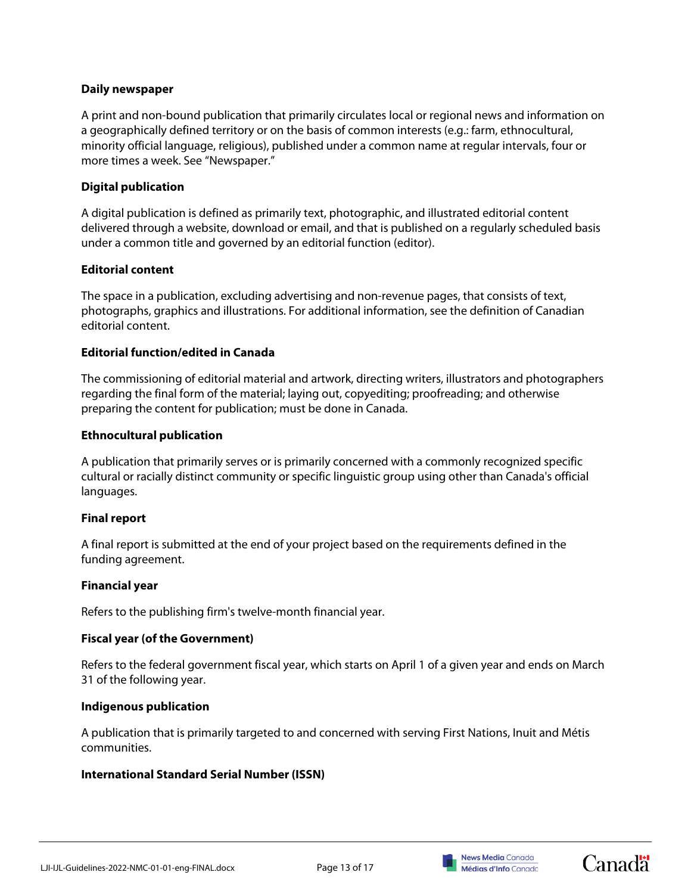**Daily newspaper**

A print and non-bound publication that primarily circulates local or regional news and information on a geographically defined territory or on the basis of common interests (e.g.: farm, ethnocultural, minority official language, religious), published under a common name at regular intervals, four or more times a week. See "Newspaper."

**Digital publication**

A digital publication is defined as primarily text, photographic, and illustrated editorial content delivered through a website, download or email, and that is published on a regularly scheduled basis under a common title and governed by an editorial function (editor).

**Editorial content**

The space in a publication, excluding advertising and non-revenue pages, that consists of text, photographs, graphics and illustrations. For additional information, see the definition of Canadian editorial content.

**Editorial function/edited in Canada**

The commissioning of editorial material and artwork, directing writers, illustrators and photographers regarding the final form of the material; laying out, copyediting; proofreading; and otherwise preparing the content for publication; must be done in Canada.

**Ethnocultural publication**

A publication that primarily serves or is primarily concerned with a commonly recognized specific cultural or racially distinct community or specific linguistic group using other than Canada's official languages.

**Final report**

A final report is submitted at the end of your project based on the requirements defined in the funding agreement.

**Financial year**

Refers to the publishing firm's twelve-month financial year.

**Fiscal year (of the Government)**

Refers to the federal government fiscal year, which starts on April 1 of a given year and ends on March 31 of the following year.

**Indigenous publication**

A publication that is primarily targeted to and concerned with serving First Nations, Inuit and Métis communities.

**International Standard Serial Number (ISSN)**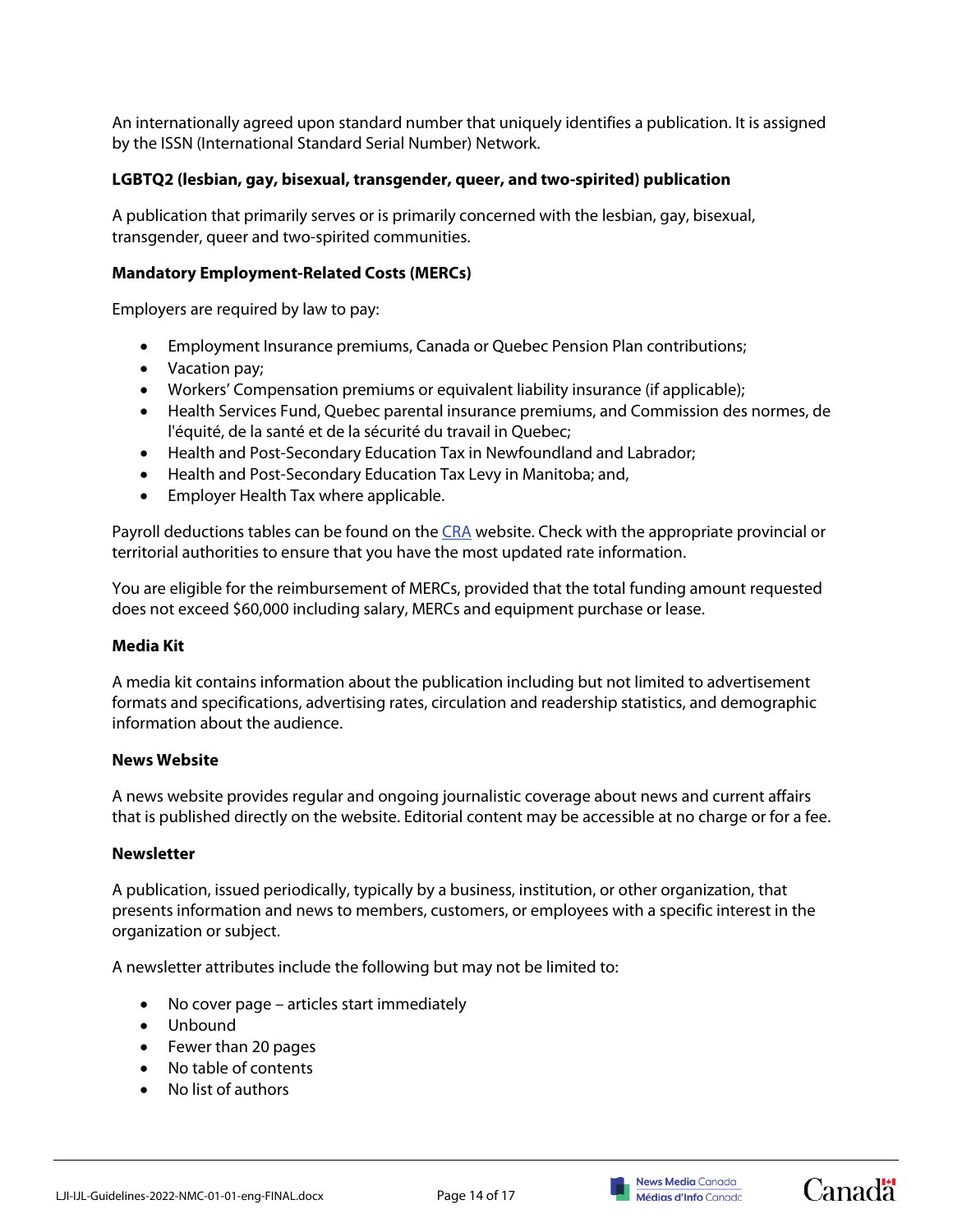An internationally agreed upon standard number that uniquely identifies a publication. It is assigned by the ISSN (International Standard Serial Number) Network.

**LGBTQ2 (lesbian, gay, bisexual, transgender, queer, and two-spirited) publication**

A publication that primarily serves or is primarily concerned with the lesbian, gay, bisexual, transgender, queer and two-spirited communities.

**Mandatory Employment-Related Costs (MERCs)**

Employers are required by law to pay:

- Employment Insurance premiums, Canada or Quebec Pension Plan contributions;
- Vacation pay;
- Workers' Compensation premiums or equivalent liability insurance (if applicable);
- Health Services Fund, Quebec parental insurance premiums, and Commission des normes, de l'équité, de la santé et de la sécurité du travail in Quebec;
- Health and Post-Secondary Education Tax in Newfoundland and Labrador;
- Health and Post-Secondary Education Tax Levy in Manitoba; and,
- Employer Health Tax where applicable.

Payroll deductions tables can be found on the CRA website. Check with the appropriate provincial or territorial authorities to ensure that you have the most updated rate information.

You are eligible for the reimbursement of MERCs, provided that the total funding amount requested does not exceed $60,000 including salary, MERCs and equipment purchase or lease.

**Media Kit**

A media kit contains information about the publication including but not limited to advertisement formats and specifications, advertising rates, circulation and readership statistics, and demographic information about the audience.

**News Website**

A news website provides regular and ongoing journalistic coverage about news and current affairs that is published directly on the website. Editorial content may be accessible at no charge or for a fee.

**Newsletter**

A publication, issued periodically, typically by a business, institution, or other organization, that presents information and news to members, customers, or employees with a specific interest in the organization or subject.

A newsletter attributes include the following but may not be limited to:

- No cover page – articles start immediately
- Unbound
- Fewer than 20 pages
- No table of contents
- No list of authors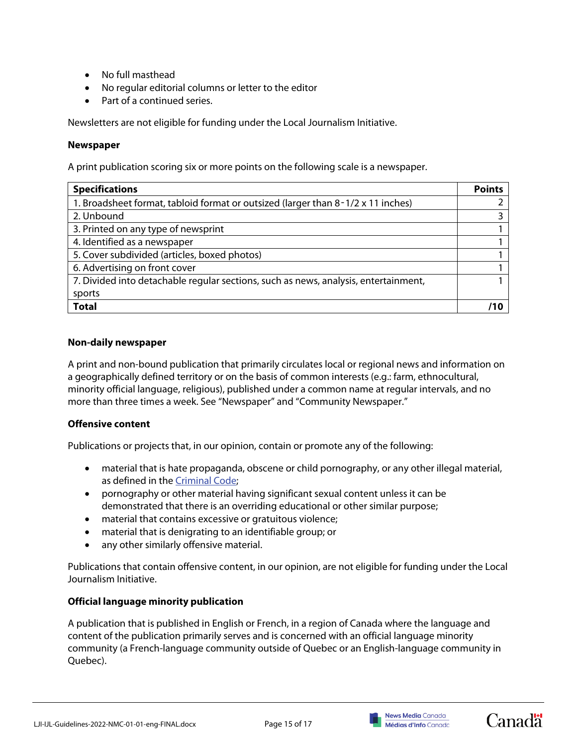- No full masthead
- No regular editorial columns or letter to the editor
- Part of a continued series.

Newsletters are not eligible for funding under the Local Journalism Initiative.

**Newspaper**

A print publication scoring six or more points on the following scale is a newspaper.

| Specifications | Points |
|---|---|
| 1. Broadsheet format, tabloid format or outsized (larger than 8-1/2 x 11 inches) | 2 |
| 2. Unbound | 3 |
| 3. Printed on any type of newsprint | 1 |
| 4. Identified as a newspaper | 1 |
| 5. Cover subdivided (articles, boxed photos) | 1 |
| 6. Advertising on front cover | 1 |
| 7. Divided into detachable regular sections, such as news, analysis, entertainment, sports | 1 |
| **Total** | **/10** |

**Non-daily newspaper**

A print and non-bound publication that primarily circulates local or regional news and information on a geographically defined territory or on the basis of common interests (e.g.: farm, ethnocultural, minority official language, religious), published under a common name at regular intervals, and no more than three times a week. See "Newspaper" and "Community Newspaper."

**Offensive content**

Publications or projects that, in our opinion, contain or promote any of the following:

- material that is hate propaganda, obscene or child pornography, or any other illegal material, as defined in the Criminal Code;
- pornography or other material having significant sexual content unless it can be demonstrated that there is an overriding educational or other similar purpose;
- material that contains excessive or gratuitous violence;
- material that is denigrating to an identifiable group; or
- any other similarly offensive material.

Publications that contain offensive content, in our opinion, are not eligible for funding under the Local Journalism Initiative.

**Official language minority publication**

A publication that is published in English or French, in a region of Canada where the language and content of the publication primarily serves and is concerned with an official language minority community (a French-language community outside of Quebec or an English-language community in Quebec).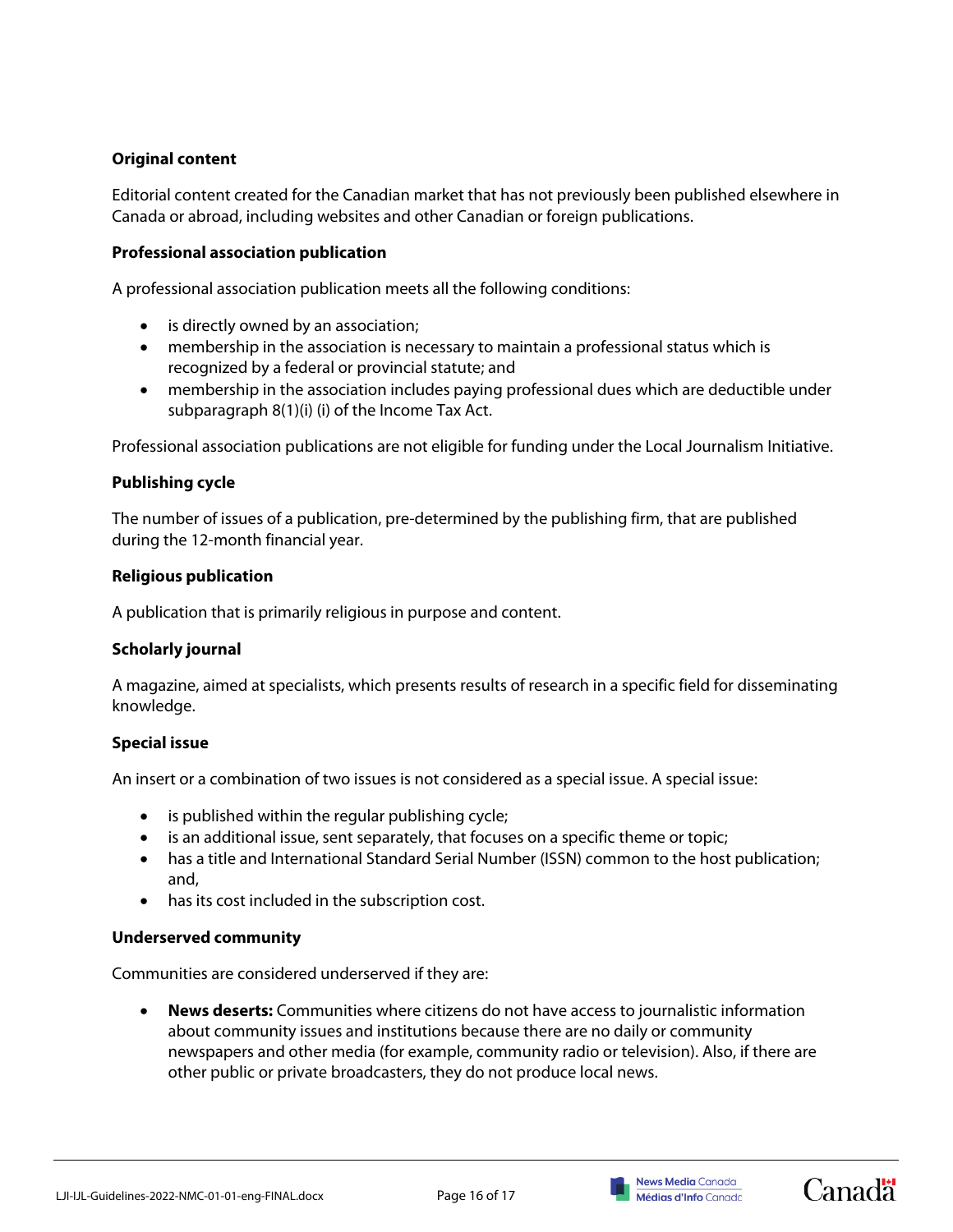**Original content**

Editorial content created for the Canadian market that has not previously been published elsewhere in Canada or abroad, including websites and other Canadian or foreign publications.

**Professional association publication**

A professional association publication meets all the following conditions:

- is directly owned by an association;
- membership in the association is necessary to maintain a professional status which is recognized by a federal or provincial statute; and
- membership in the association includes paying professional dues which are deductible under subparagraph 8(1)(i) (i) of the Income Tax Act.

Professional association publications are not eligible for funding under the Local Journalism Initiative.

**Publishing cycle**

The number of issues of a publication, pre-determined by the publishing firm, that are published during the 12-month financial year.

**Religious publication**

A publication that is primarily religious in purpose and content.

**Scholarly journal**

A magazine, aimed at specialists, which presents results of research in a specific field for disseminating knowledge.

**Special issue**

An insert or a combination of two issues is not considered as a special issue. A special issue:

- is published within the regular publishing cycle;
- is an additional issue, sent separately, that focuses on a specific theme or topic;
- has a title and International Standard Serial Number (ISSN) common to the host publication; and,
- has its cost included in the subscription cost.

**Underserved community**

Communities are considered underserved if they are:

- **News deserts:** Communities where citizens do not have access to journalistic information about community issues and institutions because there are no daily or community newspapers and other media (for example, community radio or television). Also, if there are other public or private broadcasters, they do not produce local news.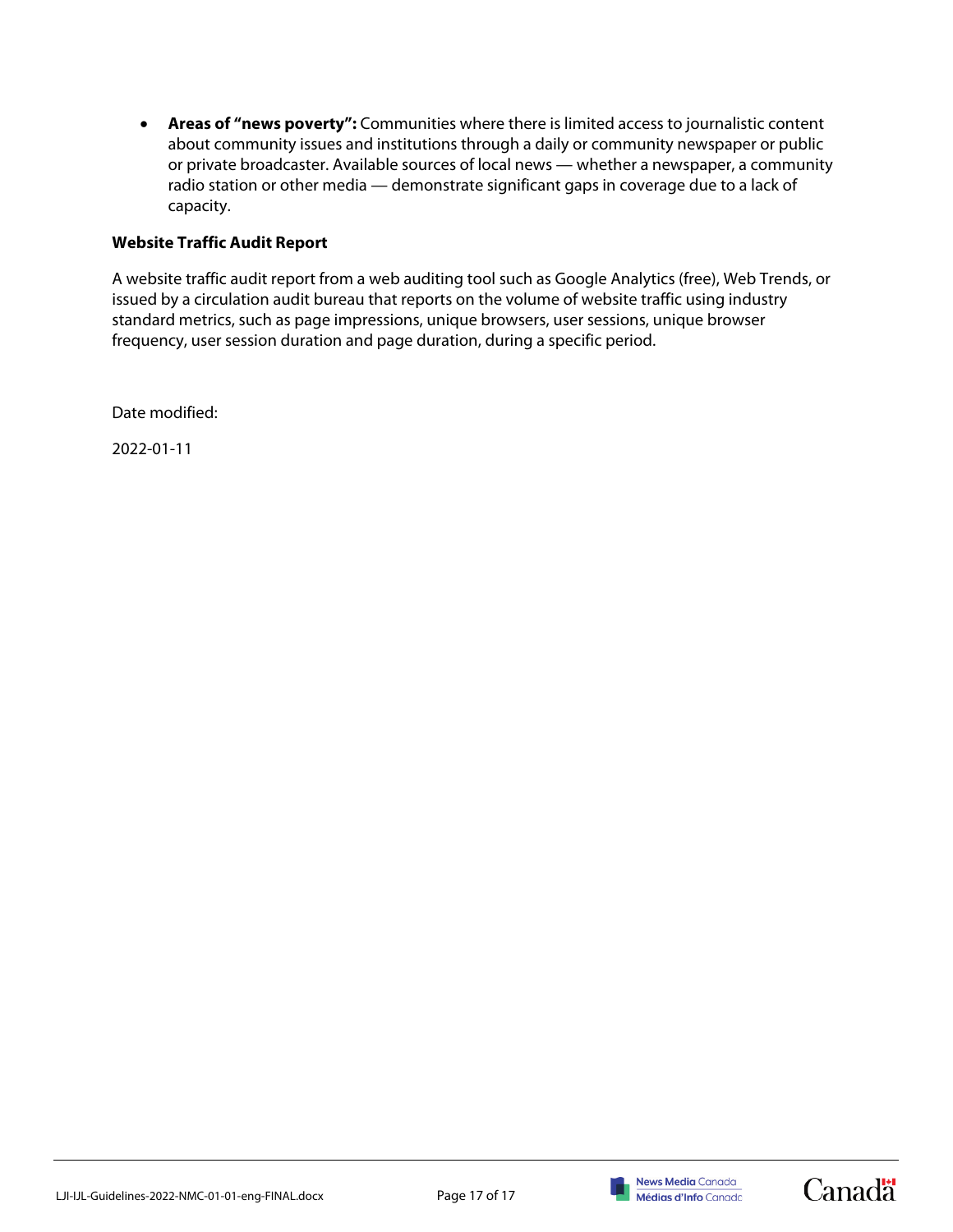- **Areas of "news poverty":** Communities where there is limited access to journalistic content about community issues and institutions through a daily or community newspaper or public or private broadcaster. Available sources of local news — whether a newspaper, a community radio station or other media — demonstrate significant gaps in coverage due to a lack of capacity.

**Website Traffic Audit Report**

A website traffic audit report from a web auditing tool such as Google Analytics (free), Web Trends, or issued by a circulation audit bureau that reports on the volume of website traffic using industry standard metrics, such as page impressions, unique browsers, user sessions, unique browser frequency, user session duration and page duration, during a specific period.

Date modified:

2022-01-11